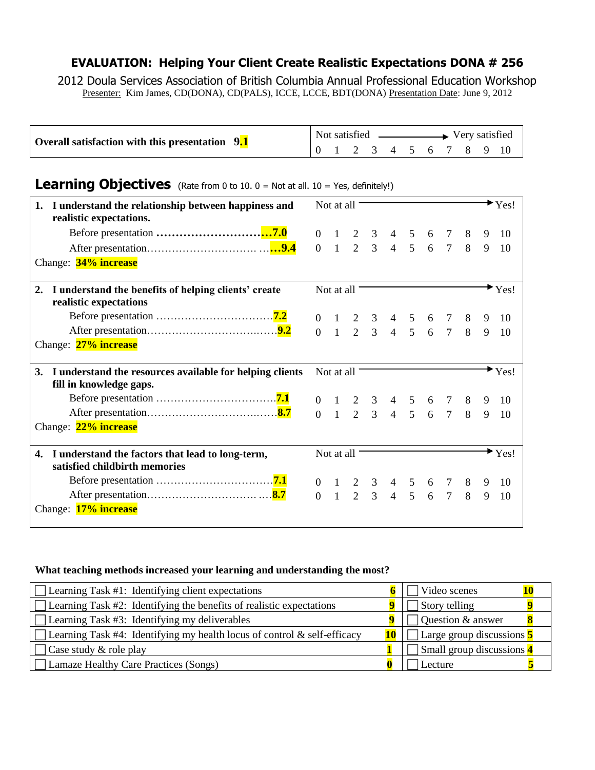# EVALUATION: Helping Your Client Create Realistic Expectations DONA # 256

2012 Doula Services Association of British Columbia Annual Professional Education Workshop

Presenter: Kim James, CD(DONA), CD(PALS), ICCE, LCCE, BDT(DONA) Presentation Date: June 9, 2012

| **Overall satisfaction with this presentation 9.1** | Not satisfied → Very satisfied<br>0 1 2 3 4 5 6 7 8 9 10 |
|---|---|

## Learning Objectives (Rate from 0 to 10. 0 = Not at all. 10 = Yes, definitely!)

| | Not at all → Yes! |
|---|---|
| **1. I understand the relationship between happiness and realistic expectations.** | |
| Before presentation ……………………………7.0 | 0 1 2 3 4 5 6 7 8 9 10 |
| After presentation…………………………. ……9.4 | 0 1 2 3 4 5 6 7 8 9 10 |
| Change: **34% increase** | |
| **2. I understand the benefits of helping clients' create realistic expectations** | |
| Before presentation ……………………………7.2 | 0 1 2 3 4 5 6 7 8 9 10 |
| After presentation………………………………9.2 | 0 1 2 3 4 5 6 7 8 9 10 |
| Change: **27% increase** | |
| **3. I understand the resources available for helping clients fill in knowledge gaps.** | |
| Before presentation ……………………………7.1 | 0 1 2 3 4 5 6 7 8 9 10 |
| After presentation………………………………8.7 | 0 1 2 3 4 5 6 7 8 9 10 |
| Change: **22% increase** | |
| **4. I understand the factors that lead to long-term, satisfied childbirth memories** | |
| Before presentation ……………………………7.1 | 0 1 2 3 4 5 6 7 8 9 10 |
| After presentation…………………………. ….8.7 | 0 1 2 3 4 5 6 7 8 9 10 |
| Change: **17% increase** | |

**What teaching methods increased your learning and understanding the most?**

| Method | Count | Method | Count |
|---|---|---|---|
| ☐ Learning Task #1: Identifying client expectations | **6** | ☐ Video scenes | **10** |
| ☐ Learning Task #2: Identifying the benefits of realistic expectations | **9** | ☐ Story telling | **9** |
| ☐ Learning Task #3: Identifying my deliverables | **9** | ☐ Question & answer | **8** |
| ☐ Learning Task #4: Identifying my health locus of control & self-efficacy | **10** | ☐ Large group discussions | **5** |
| ☐ Case study & role play | **1** | ☐ Small group discussions | **4** |
| ☐ Lamaze Healthy Care Practices (Songs) | **0** | ☐ Lecture | **5** |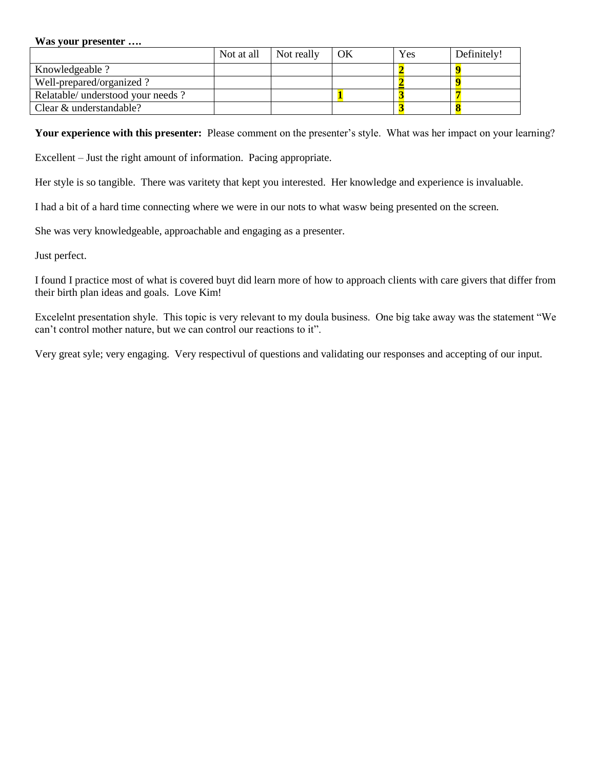**Was your presenter ….**

| | Not at all | Not really | OK | Yes | Definitely! |
|---|---|---|---|---|---|
| Knowledgeable ? | | | | **2** | **9** |
| Well-prepared/organized ? | | | | **2** | **9** |
| Relatable/ understood your needs ? | | | **1** | **3** | **7** |
| Clear & understandable? | | | | **3** | **8** |

**Your experience with this presenter:** Please comment on the presenter's style. What was her impact on your learning?

Excellent – Just the right amount of information. Pacing appropriate.

Her style is so tangible. There was varitety that kept you interested. Her knowledge and experience is invaluable.

I had a bit of a hard time connecting where we were in our nots to what wasw being presented on the screen.

She was very knowledgeable, approachable and engaging as a presenter.

Just perfect.

I found I practice most of what is covered buyt did learn more of how to approach clients with care givers that differ from their birth plan ideas and goals. Love Kim!

Excelelnt presentation shyle. This topic is very relevant to my doula business. One big take away was the statement "We can't control mother nature, but we can control our reactions to it".

Very great syle; very engaging. Very respectivul of questions and validating our responses and accepting of our input.